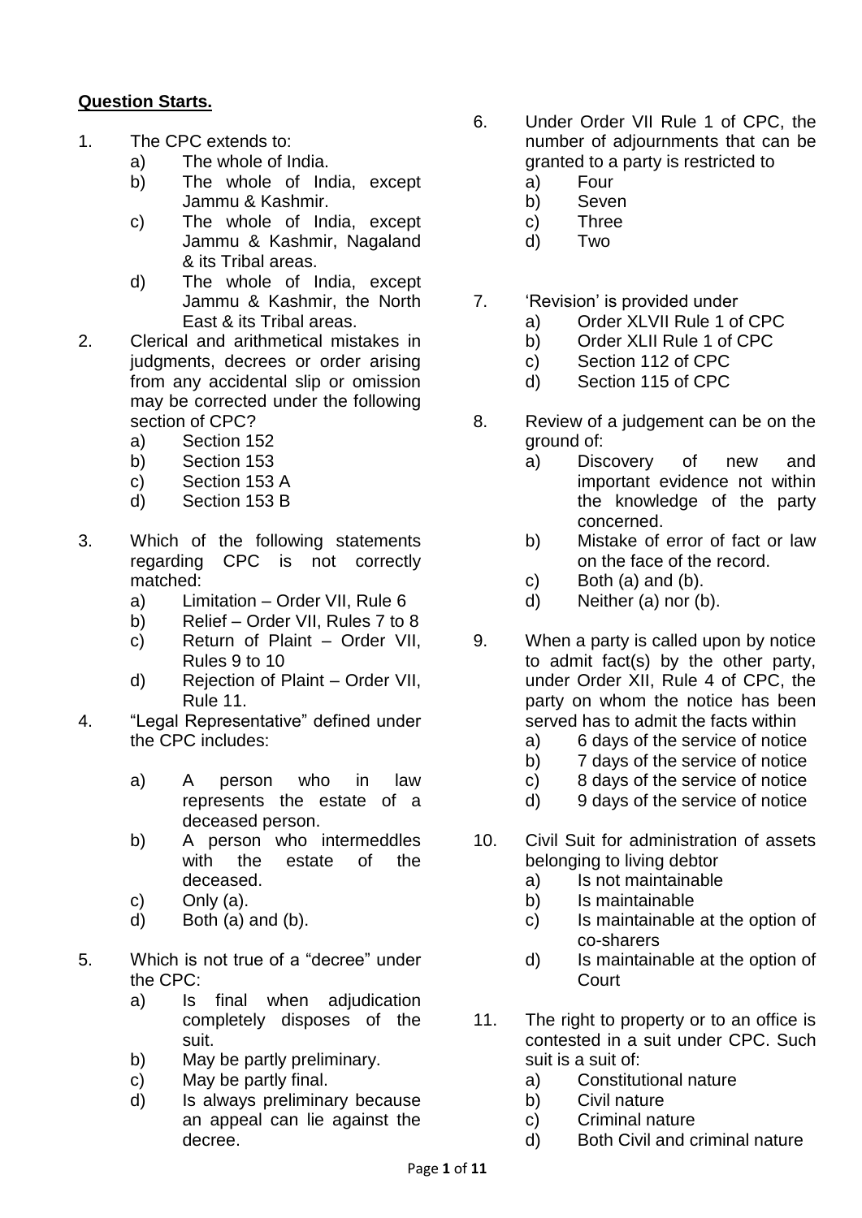**Question Starts.**

1. The CPC extends to:
    a) The whole of India.
    b) The whole of India, except Jammu & Kashmir.
    c) The whole of India, except Jammu & Kashmir, Nagaland & its Tribal areas.
    d) The whole of India, except Jammu & Kashmir, the North East & its Tribal areas.

2. Clerical and arithmetical mistakes in judgments, decrees or order arising from any accidental slip or omission may be corrected under the following section of CPC?
    a) Section 152
    b) Section 153
    c) Section 153 A
    d) Section 153 B

3. Which of the following statements regarding CPC is not correctly matched:
    a) Limitation – Order VII, Rule 6
    b) Relief – Order VII, Rules 7 to 8
    c) Return of Plaint – Order VII, Rules 9 to 10
    d) Rejection of Plaint – Order VII, Rule 11.

4. "Legal Representative" defined under the CPC includes:
    a) A person who in law represents the estate of a deceased person.
    b) A person who intermeddles with the estate of the deceased.
    c) Only (a).
    d) Both (a) and (b).

5. Which is not true of a "decree" under the CPC:
    a) Is final when adjudication completely disposes of the suit.
    b) May be partly preliminary.
    c) May be partly final.
    d) Is always preliminary because an appeal can lie against the decree.

6. Under Order VII Rule 1 of CPC, the number of adjournments that can be granted to a party is restricted to
    a) Four
    b) Seven
    c) Three
    d) Two

7. 'Revision' is provided under
    a) Order XLVII Rule 1 of CPC
    b) Order XLII Rule 1 of CPC
    c) Section 112 of CPC
    d) Section 115 of CPC

8. Review of a judgement can be on the ground of:
    a) Discovery of new and important evidence not within the knowledge of the party concerned.
    b) Mistake of error of fact or law on the face of the record.
    c) Both (a) and (b).
    d) Neither (a) nor (b).

9. When a party is called upon by notice to admit fact(s) by the other party, under Order XII, Rule 4 of CPC, the party on whom the notice has been served has to admit the facts within
    a) 6 days of the service of notice
    b) 7 days of the service of notice
    c) 8 days of the service of notice
    d) 9 days of the service of notice

10. Civil Suit for administration of assets belonging to living debtor
    a) Is not maintainable
    b) Is maintainable
    c) Is maintainable at the option of co-sharers
    d) Is maintainable at the option of Court

11. The right to property or to an office is contested in a suit under CPC. Such suit is a suit of:
    a) Constitutional nature
    b) Civil nature
    c) Criminal nature
    d) Both Civil and criminal nature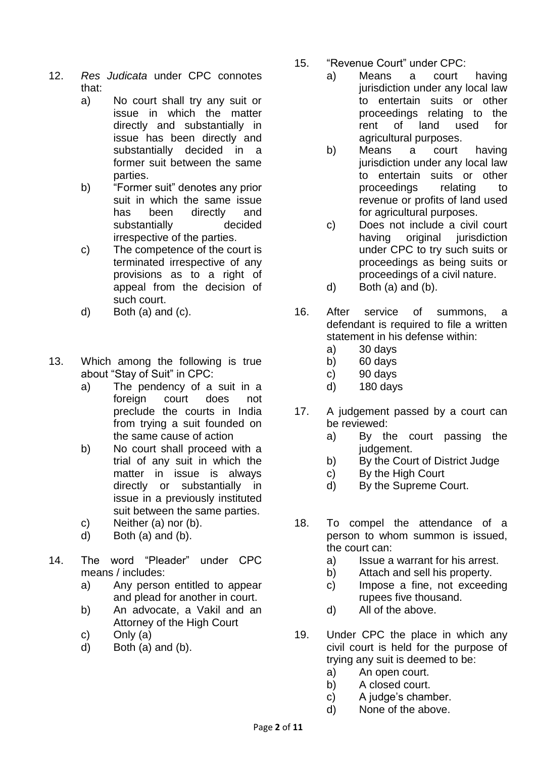12. *Res Judicata* under CPC connotes that:
    a) No court shall try any suit or issue in which the matter directly and substantially in issue has been directly and substantially decided in a former suit between the same parties.
    b) "Former suit" denotes any prior suit in which the same issue has been directly and substantially decided irrespective of the parties.
    c) The competence of the court is terminated irrespective of any provisions as to a right of appeal from the decision of such court.
    d) Both (a) and (c).

13. Which among the following is true about "Stay of Suit" in CPC:
    a) The pendency of a suit in a foreign court does not preclude the courts in India from trying a suit founded on the same cause of action
    b) No court shall proceed with a trial of any suit in which the matter in issue is always directly or substantially in issue in a previously instituted suit between the same parties.
    c) Neither (a) nor (b).
    d) Both (a) and (b).

14. The word "Pleader" under CPC means / includes:
    a) Any person entitled to appear and plead for another in court.
    b) An advocate, a Vakil and an Attorney of the High Court
    c) Only (a)
    d) Both (a) and (b).

15. "Revenue Court" under CPC:
    a) Means a court having jurisdiction under any local law to entertain suits or other proceedings relating to the rent of land used for agricultural purposes.
    b) Means a court having jurisdiction under any local law to entertain suits or other proceedings relating to revenue or profits of land used for agricultural purposes.
    c) Does not include a civil court having original jurisdiction under CPC to try such suits or proceedings as being suits or proceedings of a civil nature.
    d) Both (a) and (b).

16. After service of summons, a defendant is required to file a written statement in his defense within:
    a) 30 days
    b) 60 days
    c) 90 days
    d) 180 days

17. A judgement passed by a court can be reviewed:
    a) By the court passing the judgement.
    b) By the Court of District Judge
    c) By the High Court
    d) By the Supreme Court.

18. To compel the attendance of a person to whom summon is issued, the court can:
    a) Issue a warrant for his arrest.
    b) Attach and sell his property.
    c) Impose a fine, not exceeding rupees five thousand.
    d) All of the above.

19. Under CPC the place in which any civil court is held for the purpose of trying any suit is deemed to be:
    a) An open court.
    b) A closed court.
    c) A judge's chamber.
    d) None of the above.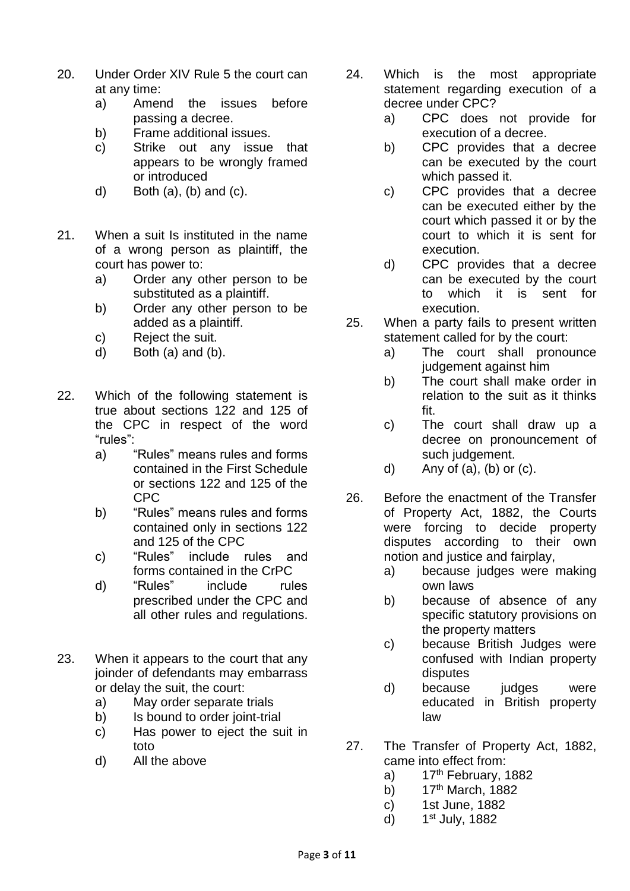20. Under Order XIV Rule 5 the court can at any time:
    a) Amend the issues before passing a decree.
    b) Frame additional issues.
    c) Strike out any issue that appears to be wrongly framed or introduced
    d) Both (a), (b) and (c).

21. When a suit Is instituted in the name of a wrong person as plaintiff, the court has power to:
    a) Order any other person to be substituted as a plaintiff.
    b) Order any other person to be added as a plaintiff.
    c) Reject the suit.
    d) Both (a) and (b).

22. Which of the following statement is true about sections 122 and 125 of the CPC in respect of the word "rules":
    a) "Rules" means rules and forms contained in the First Schedule or sections 122 and 125 of the CPC
    b) "Rules" means rules and forms contained only in sections 122 and 125 of the CPC
    c) "Rules" include rules and forms contained in the CrPC
    d) "Rules" include rules prescribed under the CPC and all other rules and regulations.

23. When it appears to the court that any joinder of defendants may embarrass or delay the suit, the court:
    a) May order separate trials
    b) Is bound to order joint-trial
    c) Has power to eject the suit in toto
    d) All the above

24. Which is the most appropriate statement regarding execution of a decree under CPC?
    a) CPC does not provide for execution of a decree.
    b) CPC provides that a decree can be executed by the court which passed it.
    c) CPC provides that a decree can be executed either by the court which passed it or by the court to which it is sent for execution.
    d) CPC provides that a decree can be executed by the court to which it is sent for execution.

25. When a party fails to present written statement called for by the court:
    a) The court shall pronounce judgement against him
    b) The court shall make order in relation to the suit as it thinks fit.
    c) The court shall draw up a decree on pronouncement of such judgement.
    d) Any of (a), (b) or (c).

26. Before the enactment of the Transfer of Property Act, 1882, the Courts were forcing to decide property disputes according to their own notion and justice and fairplay,
    a) because judges were making own laws
    b) because of absence of any specific statutory provisions on the property matters
    c) because British Judges were confused with Indian property disputes
    d) because judges were educated in British property law

27. The Transfer of Property Act, 1882, came into effect from:
    a) 17th February, 1882
    b) 17th March, 1882
    c) 1st June, 1882
    d) 1st July, 1882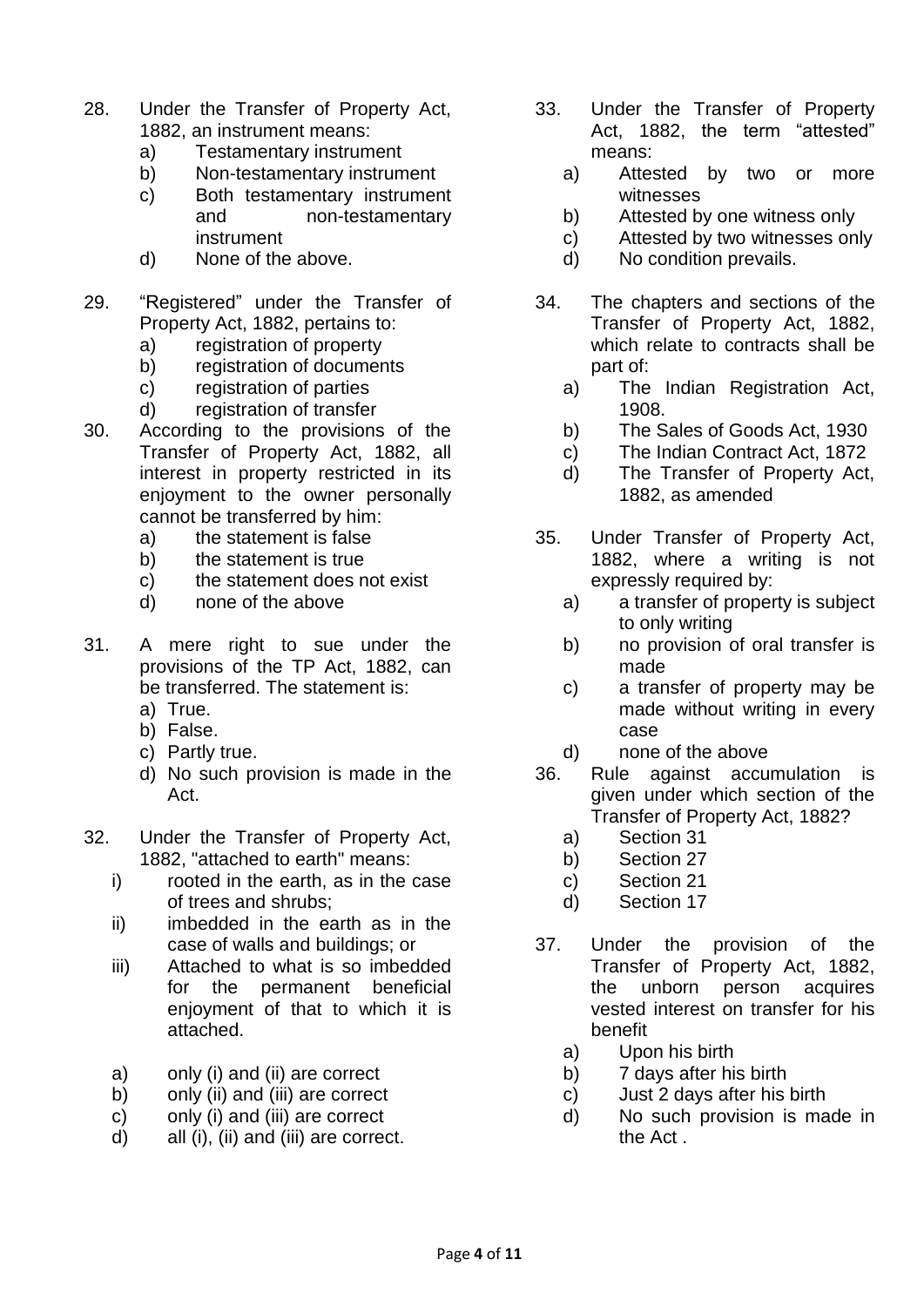28. Under the Transfer of Property Act, 1882, an instrument means:
    a) Testamentary instrument
    b) Non-testamentary instrument
    c) Both testamentary instrument and non-testamentary instrument
    d) None of the above.

29. "Registered" under the Transfer of Property Act, 1882, pertains to:
    a) registration of property
    b) registration of documents
    c) registration of parties
    d) registration of transfer

30. According to the provisions of the Transfer of Property Act, 1882, all interest in property restricted in its enjoyment to the owner personally cannot be transferred by him:
    a) the statement is false
    b) the statement is true
    c) the statement does not exist
    d) none of the above

31. A mere right to sue under the provisions of the TP Act, 1882, can be transferred. The statement is:
    a) True.
    b) False.
    c) Partly true.
    d) No such provision is made in the Act.

32. Under the Transfer of Property Act, 1882, "attached to earth" means:
    i) rooted in the earth, as in the case of trees and shrubs;
    ii) imbedded in the earth as in the case of walls and buildings; or
    iii) Attached to what is so imbedded for the permanent beneficial enjoyment of that to which it is attached.

    a) only (i) and (ii) are correct
    b) only (ii) and (iii) are correct
    c) only (i) and (iii) are correct
    d) all (i), (ii) and (iii) are correct.

33. Under the Transfer of Property Act, 1882, the term "attested" means:
    a) Attested by two or more witnesses
    b) Attested by one witness only
    c) Attested by two witnesses only
    d) No condition prevails.

34. The chapters and sections of the Transfer of Property Act, 1882, which relate to contracts shall be part of:
    a) The Indian Registration Act, 1908.
    b) The Sales of Goods Act, 1930
    c) The Indian Contract Act, 1872
    d) The Transfer of Property Act, 1882, as amended

35. Under Transfer of Property Act, 1882, where a writing is not expressly required by:
    a) a transfer of property is subject to only writing
    b) no provision of oral transfer is made
    c) a transfer of property may be made without writing in every case
    d) none of the above

36. Rule against accumulation is given under which section of the Transfer of Property Act, 1882?
    a) Section 31
    b) Section 27
    c) Section 21
    d) Section 17

37. Under the provision of the Transfer of Property Act, 1882, the unborn person acquires vested interest on transfer for his benefit
    a) Upon his birth
    b) 7 days after his birth
    c) Just 2 days after his birth
    d) No such provision is made in the Act .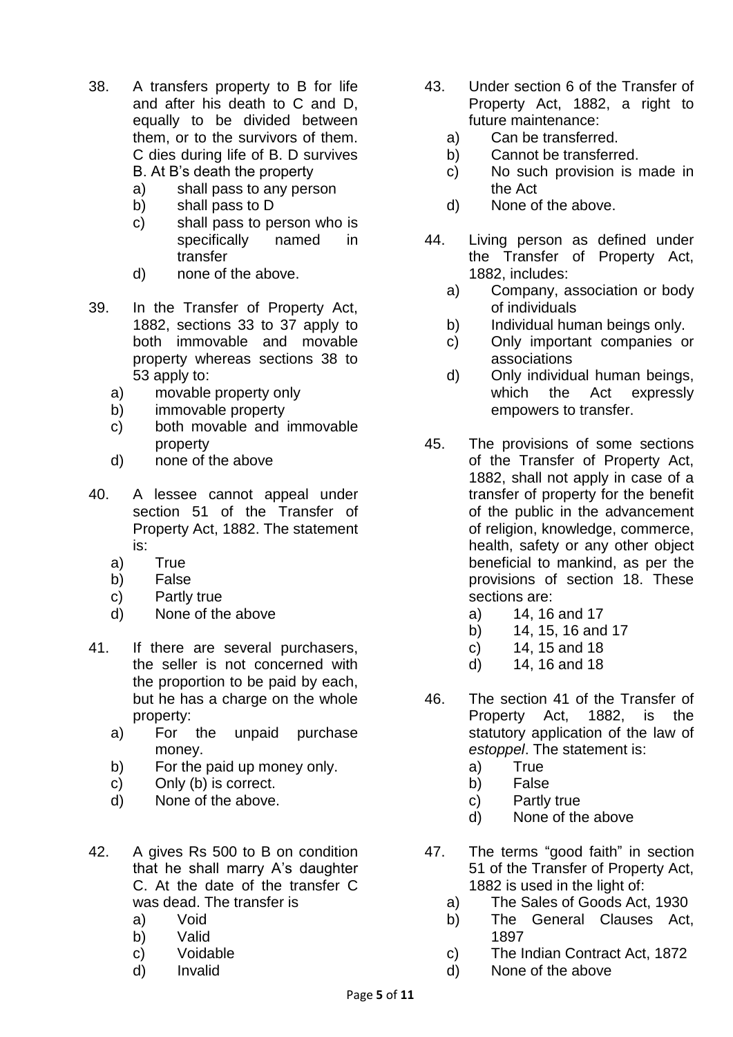38. A transfers property to B for life and after his death to C and D, equally to be divided between them, or to the survivors of them. C dies during life of B. D survives B. At B's death the property
    a) shall pass to any person
    b) shall pass to D
    c) shall pass to person who is specifically named in transfer
    d) none of the above.

39. In the Transfer of Property Act, 1882, sections 33 to 37 apply to both immovable and movable property whereas sections 38 to 53 apply to:
    a) movable property only
    b) immovable property
    c) both movable and immovable property
    d) none of the above

40. A lessee cannot appeal under section 51 of the Transfer of Property Act, 1882. The statement is:
    a) True
    b) False
    c) Partly true
    d) None of the above

41. If there are several purchasers, the seller is not concerned with the proportion to be paid by each, but he has a charge on the whole property:
    a) For the unpaid purchase money.
    b) For the paid up money only.
    c) Only (b) is correct.
    d) None of the above.

42. A gives Rs 500 to B on condition that he shall marry A's daughter C. At the date of the transfer C was dead. The transfer is
    a) Void
    b) Valid
    c) Voidable
    d) Invalid

43. Under section 6 of the Transfer of Property Act, 1882, a right to future maintenance:
    a) Can be transferred.
    b) Cannot be transferred.
    c) No such provision is made in the Act
    d) None of the above.

44. Living person as defined under the Transfer of Property Act, 1882, includes:
    a) Company, association or body of individuals
    b) Individual human beings only.
    c) Only important companies or associations
    d) Only individual human beings, which the Act expressly empowers to transfer.

45. The provisions of some sections of the Transfer of Property Act, 1882, shall not apply in case of a transfer of property for the benefit of the public in the advancement of religion, knowledge, commerce, health, safety or any other object beneficial to mankind, as per the provisions of section 18. These sections are:
    a) 14, 16 and 17
    b) 14, 15, 16 and 17
    c) 14, 15 and 18
    d) 14, 16 and 18

46. The section 41 of the Transfer of Property Act, 1882, is the statutory application of the law of *estoppel*. The statement is:
    a) True
    b) False
    c) Partly true
    d) None of the above

47. The terms "good faith" in section 51 of the Transfer of Property Act, 1882 is used in the light of:
    a) The Sales of Goods Act, 1930
    b) The General Clauses Act, 1897
    c) The Indian Contract Act, 1872
    d) None of the above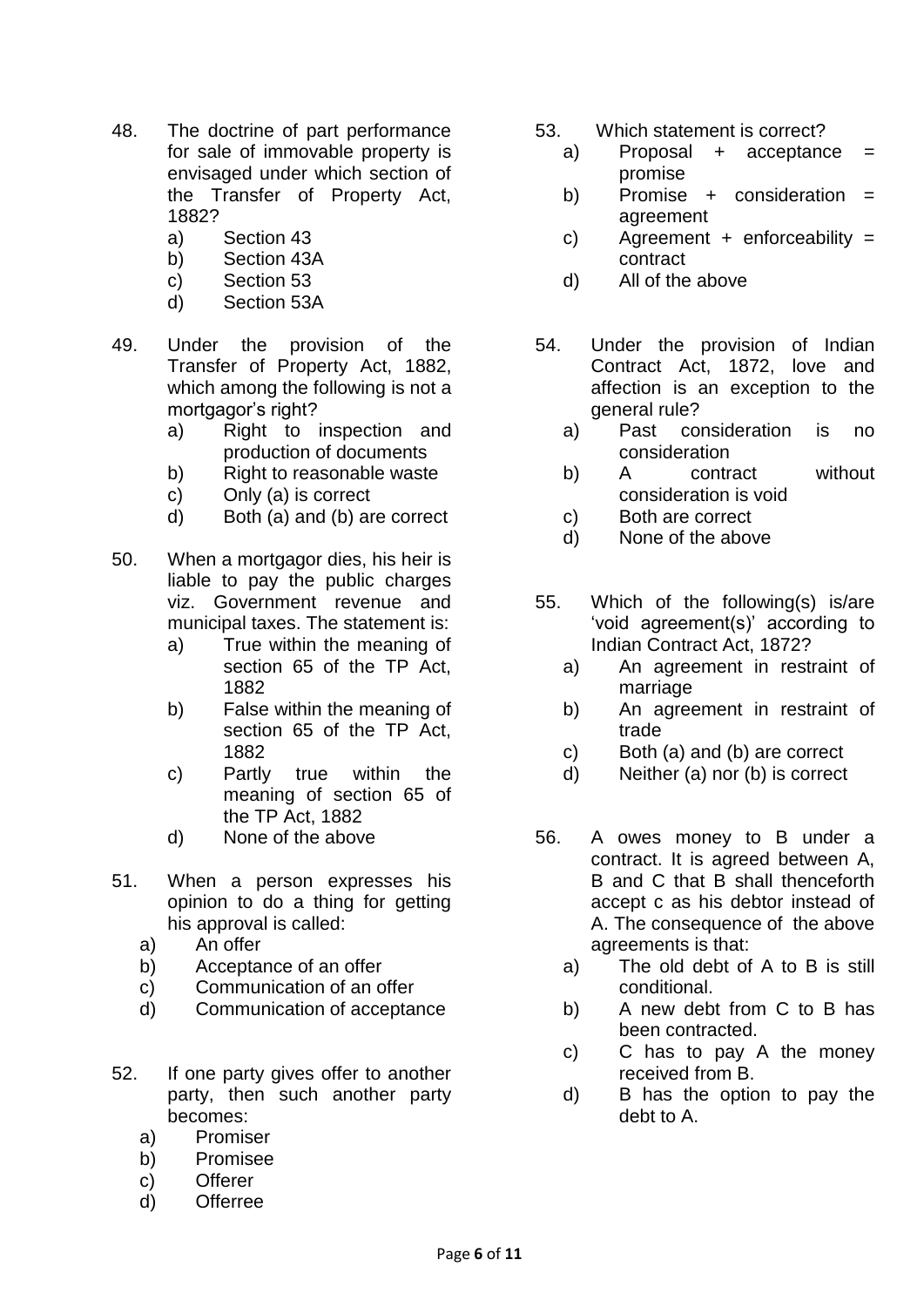48. The doctrine of part performance for sale of immovable property is envisaged under which section of the Transfer of Property Act, 1882?
    a) Section 43
    b) Section 43A
    c) Section 53
    d) Section 53A

49. Under the provision of the Transfer of Property Act, 1882, which among the following is not a mortgagor's right?
    a) Right to inspection and production of documents
    b) Right to reasonable waste
    c) Only (a) is correct
    d) Both (a) and (b) are correct

50. When a mortgagor dies, his heir is liable to pay the public charges viz. Government revenue and municipal taxes. The statement is:
    a) True within the meaning of section 65 of the TP Act, 1882
    b) False within the meaning of section 65 of the TP Act, 1882
    c) Partly true within the meaning of section 65 of the TP Act, 1882
    d) None of the above

51. When a person expresses his opinion to do a thing for getting his approval is called:
    a) An offer
    b) Acceptance of an offer
    c) Communication of an offer
    d) Communication of acceptance

52. If one party gives offer to another party, then such another party becomes:
    a) Promiser
    b) Promisee
    c) Offerer
    d) Offerree

53. Which statement is correct?
    a) Proposal + acceptance = promise
    b) Promise + consideration = agreement
    c) Agreement + enforceability = contract
    d) All of the above

54. Under the provision of Indian Contract Act, 1872, love and affection is an exception to the general rule?
    a) Past consideration is no consideration
    b) A contract without consideration is void
    c) Both are correct
    d) None of the above

55. Which of the following(s) is/are 'void agreement(s)' according to Indian Contract Act, 1872?
    a) An agreement in restraint of marriage
    b) An agreement in restraint of trade
    c) Both (a) and (b) are correct
    d) Neither (a) nor (b) is correct

56. A owes money to B under a contract. It is agreed between A, B and C that B shall thenceforth accept c as his debtor instead of A. The consequence of the above agreements is that:
    a) The old debt of A to B is still conditional.
    b) A new debt from C to B has been contracted.
    c) C has to pay A the money received from B.
    d) B has the option to pay the debt to A.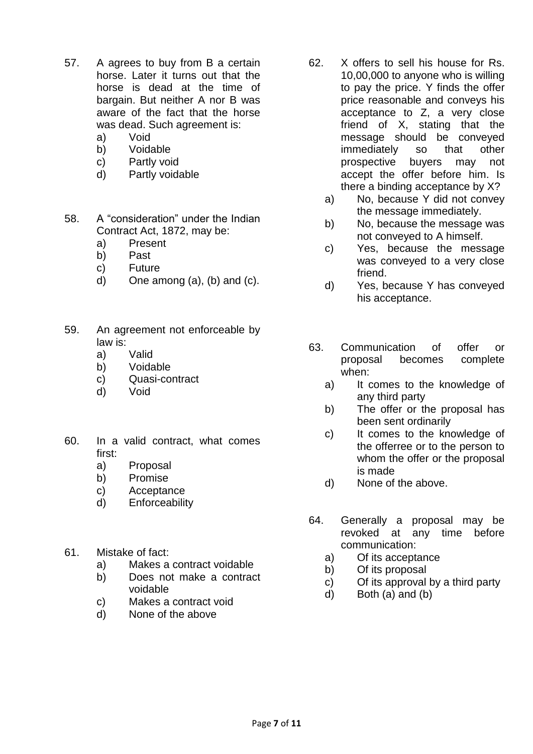57. A agrees to buy from B a certain horse. Later it turns out that the horse is dead at the time of bargain. But neither A nor B was aware of the fact that the horse was dead. Such agreement is:
    a) Void
    b) Voidable
    c) Partly void
    d) Partly voidable

58. A "consideration" under the Indian Contract Act, 1872, may be:
    a) Present
    b) Past
    c) Future
    d) One among (a), (b) and (c).

59. An agreement not enforceable by law is:
    a) Valid
    b) Voidable
    c) Quasi-contract
    d) Void

60. In a valid contract, what comes first:
    a) Proposal
    b) Promise
    c) Acceptance
    d) Enforceability

61. Mistake of fact:
    a) Makes a contract voidable
    b) Does not make a contract voidable
    c) Makes a contract void
    d) None of the above

62. X offers to sell his house for Rs. 10,00,000 to anyone who is willing to pay the price. Y finds the offer price reasonable and conveys his acceptance to Z, a very close friend of X, stating that the message should be conveyed immediately so that other prospective buyers may not accept the offer before him. Is there a binding acceptance by X?
    a) No, because Y did not convey the message immediately.
    b) No, because the message was not conveyed to A himself.
    c) Yes, because the message was conveyed to a very close friend.
    d) Yes, because Y has conveyed his acceptance.

63. Communication of offer or proposal becomes complete when:
    a) It comes to the knowledge of any third party
    b) The offer or the proposal has been sent ordinarily
    c) It comes to the knowledge of the offerree or to the person to whom the offer or the proposal is made
    d) None of the above.

64. Generally a proposal may be revoked at any time before communication:
    a) Of its acceptance
    b) Of its proposal
    c) Of its approval by a third party
    d) Both (a) and (b)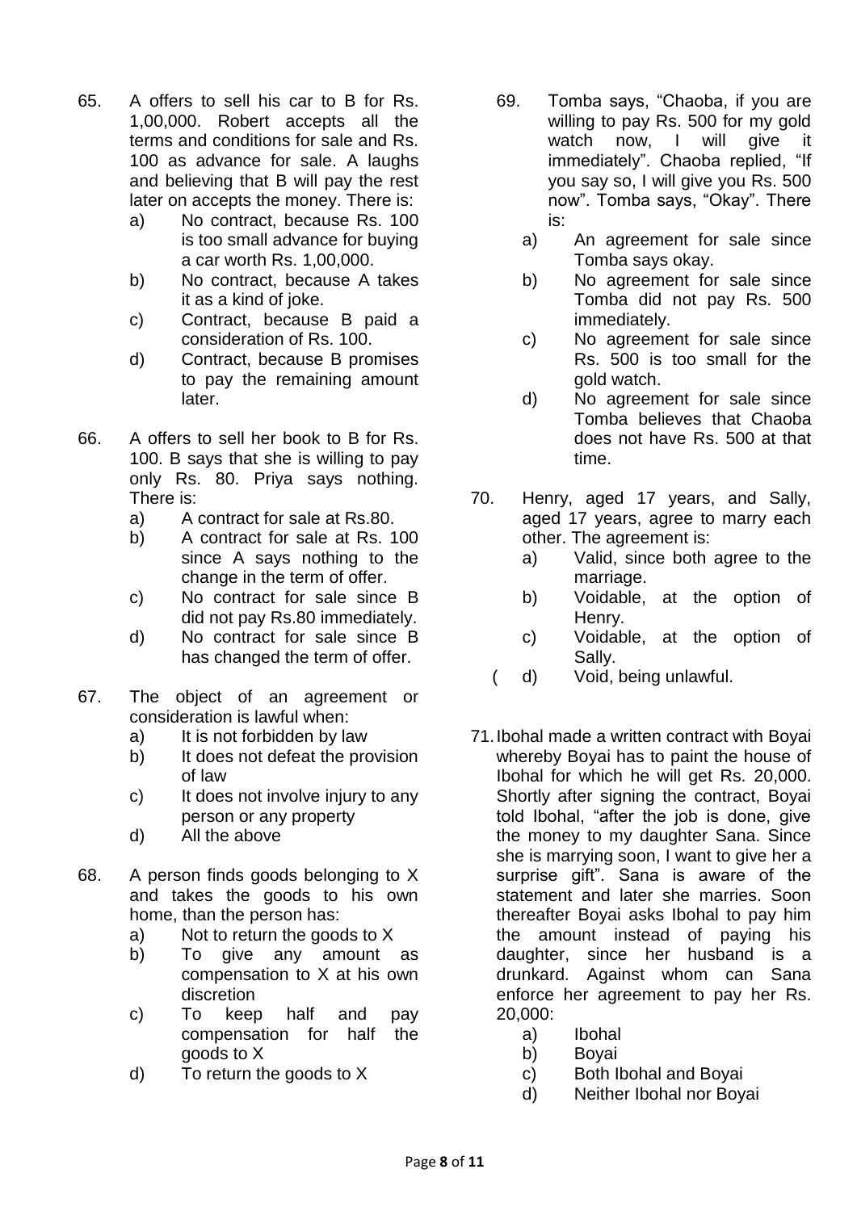65. A offers to sell his car to B for Rs. 1,00,000. Robert accepts all the terms and conditions for sale and Rs. 100 as advance for sale. A laughs and believing that B will pay the rest later on accepts the money. There is:
    - a) No contract, because Rs. 100 is too small advance for buying a car worth Rs. 1,00,000.
    - b) No contract, because A takes it as a kind of joke.
    - c) Contract, because B paid a consideration of Rs. 100.
    - d) Contract, because B promises to pay the remaining amount later.

66. A offers to sell her book to B for Rs. 100. B says that she is willing to pay only Rs. 80. Priya says nothing. There is:
    - a) A contract for sale at Rs.80.
    - b) A contract for sale at Rs. 100 since A says nothing to the change in the term of offer.
    - c) No contract for sale since B did not pay Rs.80 immediately.
    - d) No contract for sale since B has changed the term of offer.

67. The object of an agreement or consideration is lawful when:
    - a) It is not forbidden by law
    - b) It does not defeat the provision of law
    - c) It does not involve injury to any person or any property
    - d) All the above

68. A person finds goods belonging to X and takes the goods to his own home, than the person has:
    - a) Not to return the goods to X
    - b) To give any amount as compensation to X at his own discretion
    - c) To keep half and pay compensation for half the goods to X
    - d) To return the goods to X

69. Tomba says, "Chaoba, if you are willing to pay Rs. 500 for my gold watch now, I will give it immediately". Chaoba replied, "If you say so, I will give you Rs. 500 now". Tomba says, "Okay". There is:
    - a) An agreement for sale since Tomba says okay.
    - b) No agreement for sale since Tomba did not pay Rs. 500 immediately.
    - c) No agreement for sale since Rs. 500 is too small for the gold watch.
    - d) No agreement for sale since Tomba believes that Chaoba does not have Rs. 500 at that time.

70. Henry, aged 17 years, and Sally, aged 17 years, agree to marry each other. The agreement is:
    - a) Valid, since both agree to the marriage.
    - b) Voidable, at the option of Henry.
    - c) Voidable, at the option of Sally.
    - ( d) Void, being unlawful.

71. Ibohal made a written contract with Boyai whereby Boyai has to paint the house of Ibohal for which he will get Rs. 20,000. Shortly after signing the contract, Boyai told Ibohal, "after the job is done, give the money to my daughter Sana. Since she is marrying soon, I want to give her a surprise gift". Sana is aware of the statement and later she marries. Soon thereafter Boyai asks Ibohal to pay him the amount instead of paying his daughter, since her husband is a drunkard. Against whom can Sana enforce her agreement to pay her Rs. 20,000:
    - a) Ibohal
    - b) Boyai
    - c) Both Ibohal and Boyai
    - d) Neither Ibohal nor Boyai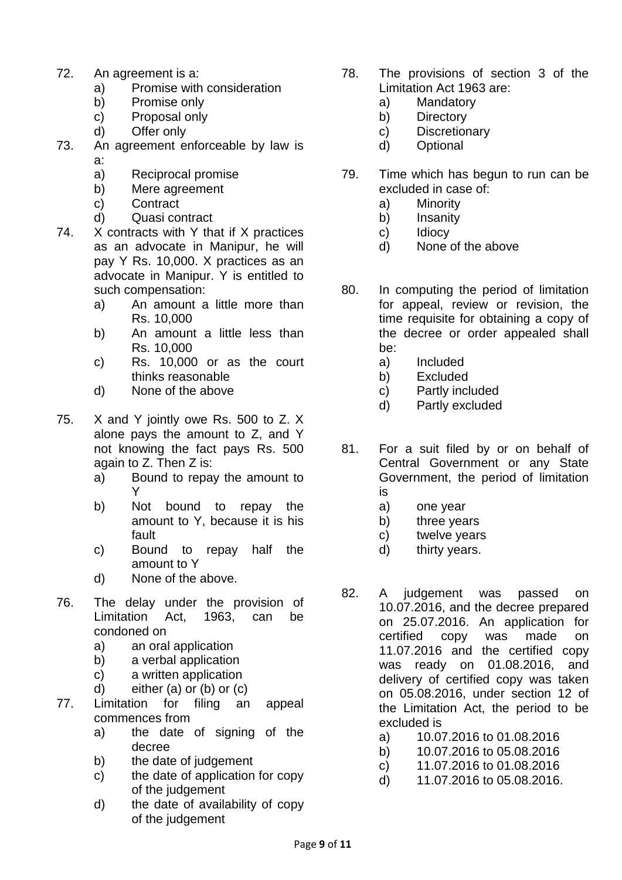72. An agreement is a:
    a) Promise with consideration
    b) Promise only
    c) Proposal only
    d) Offer only

73. An agreement enforceable by law is a:
    a) Reciprocal promise
    b) Mere agreement
    c) Contract
    d) Quasi contract

74. X contracts with Y that if X practices as an advocate in Manipur, he will pay Y Rs. 10,000. X practices as an advocate in Manipur. Y is entitled to such compensation:
    a) An amount a little more than Rs. 10,000
    b) An amount a little less than Rs. 10,000
    c) Rs. 10,000 or as the court thinks reasonable
    d) None of the above

75. X and Y jointly owe Rs. 500 to Z. X alone pays the amount to Z, and Y not knowing the fact pays Rs. 500 again to Z. Then Z is:
    a) Bound to repay the amount to Y
    b) Not bound to repay the amount to Y, because it is his fault
    c) Bound to repay half the amount to Y
    d) None of the above.

76. The delay under the provision of Limitation Act, 1963, can be condoned on
    a) an oral application
    b) a verbal application
    c) a written application
    d) either (a) or (b) or (c)

77. Limitation for filing an appeal commences from
    a) the date of signing of the decree
    b) the date of judgement
    c) the date of application for copy of the judgement
    d) the date of availability of copy of the judgement

78. The provisions of section 3 of the Limitation Act 1963 are:
    a) Mandatory
    b) Directory
    c) Discretionary
    d) Optional

79. Time which has begun to run can be excluded in case of:
    a) Minority
    b) Insanity
    c) Idiocy
    d) None of the above

80. In computing the period of limitation for appeal, review or revision, the time requisite for obtaining a copy of the decree or order appealed shall be:
    a) Included
    b) Excluded
    c) Partly included
    d) Partly excluded

81. For a suit filed by or on behalf of Central Government or any State Government, the period of limitation is
    a) one year
    b) three years
    c) twelve years
    d) thirty years.

82. A judgement was passed on 10.07.2016, and the decree prepared on 25.07.2016. An application for certified copy was made on 11.07.2016 and the certified copy was ready on 01.08.2016, and delivery of certified copy was taken on 05.08.2016, under section 12 of the Limitation Act, the period to be excluded is
    a) 10.07.2016 to 01.08.2016
    b) 10.07.2016 to 05.08.2016
    c) 11.07.2016 to 01.08.2016
    d) 11.07.2016 to 05.08.2016.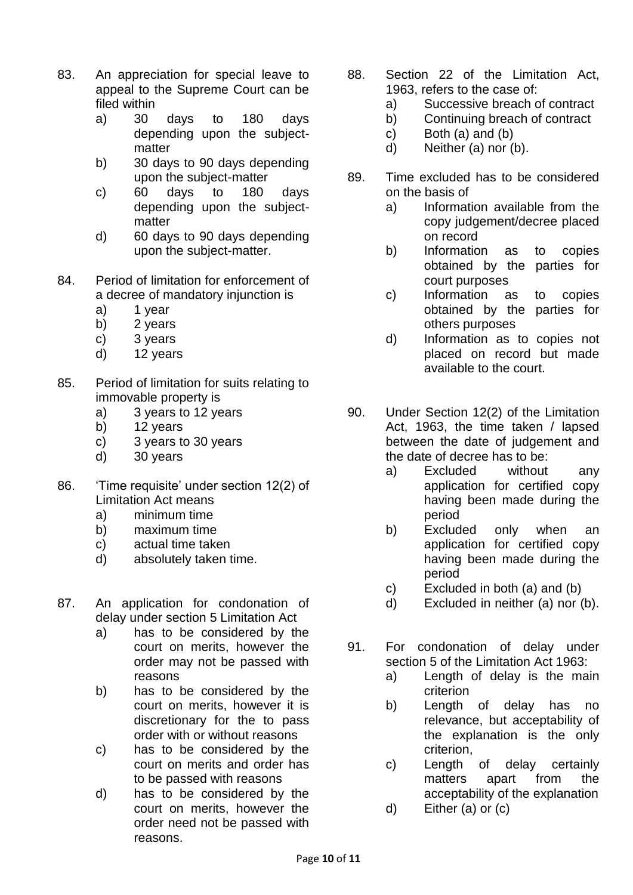83. An appreciation for special leave to appeal to the Supreme Court can be filed within
    a) 30 days to 180 days depending upon the subject-matter
    b) 30 days to 90 days depending upon the subject-matter
    c) 60 days to 180 days depending upon the subject-matter
    d) 60 days to 90 days depending upon the subject-matter.

84. Period of limitation for enforcement of a decree of mandatory injunction is
    a) 1 year
    b) 2 years
    c) 3 years
    d) 12 years

85. Period of limitation for suits relating to immovable property is
    a) 3 years to 12 years
    b) 12 years
    c) 3 years to 30 years
    d) 30 years

86. 'Time requisite' under section 12(2) of Limitation Act means
    a) minimum time
    b) maximum time
    c) actual time taken
    d) absolutely taken time.

87. An application for condonation of delay under section 5 Limitation Act
    a) has to be considered by the court on merits, however the order may not be passed with reasons
    b) has to be considered by the court on merits, however it is discretionary for the to pass order with or without reasons
    c) has to be considered by the court on merits and order has to be passed with reasons
    d) has to be considered by the court on merits, however the order need not be passed with reasons.

88. Section 22 of the Limitation Act, 1963, refers to the case of:
    a) Successive breach of contract
    b) Continuing breach of contract
    c) Both (a) and (b)
    d) Neither (a) nor (b).

89. Time excluded has to be considered on the basis of
    a) Information available from the copy judgement/decree placed on record
    b) Information as to copies obtained by the parties for court purposes
    c) Information as to copies obtained by the parties for others purposes
    d) Information as to copies not placed on record but made available to the court.

90. Under Section 12(2) of the Limitation Act, 1963, the time taken / lapsed between the date of judgement and the date of decree has to be:
    a) Excluded without any application for certified copy having been made during the period
    b) Excluded only when an application for certified copy having been made during the period
    c) Excluded in both (a) and (b)
    d) Excluded in neither (a) nor (b).

91. For condonation of delay under section 5 of the Limitation Act 1963:
    a) Length of delay is the main criterion
    b) Length of delay has no relevance, but acceptability of the explanation is the only criterion,
    c) Length of delay certainly matters apart from the acceptability of the explanation
    d) Either (a) or (c)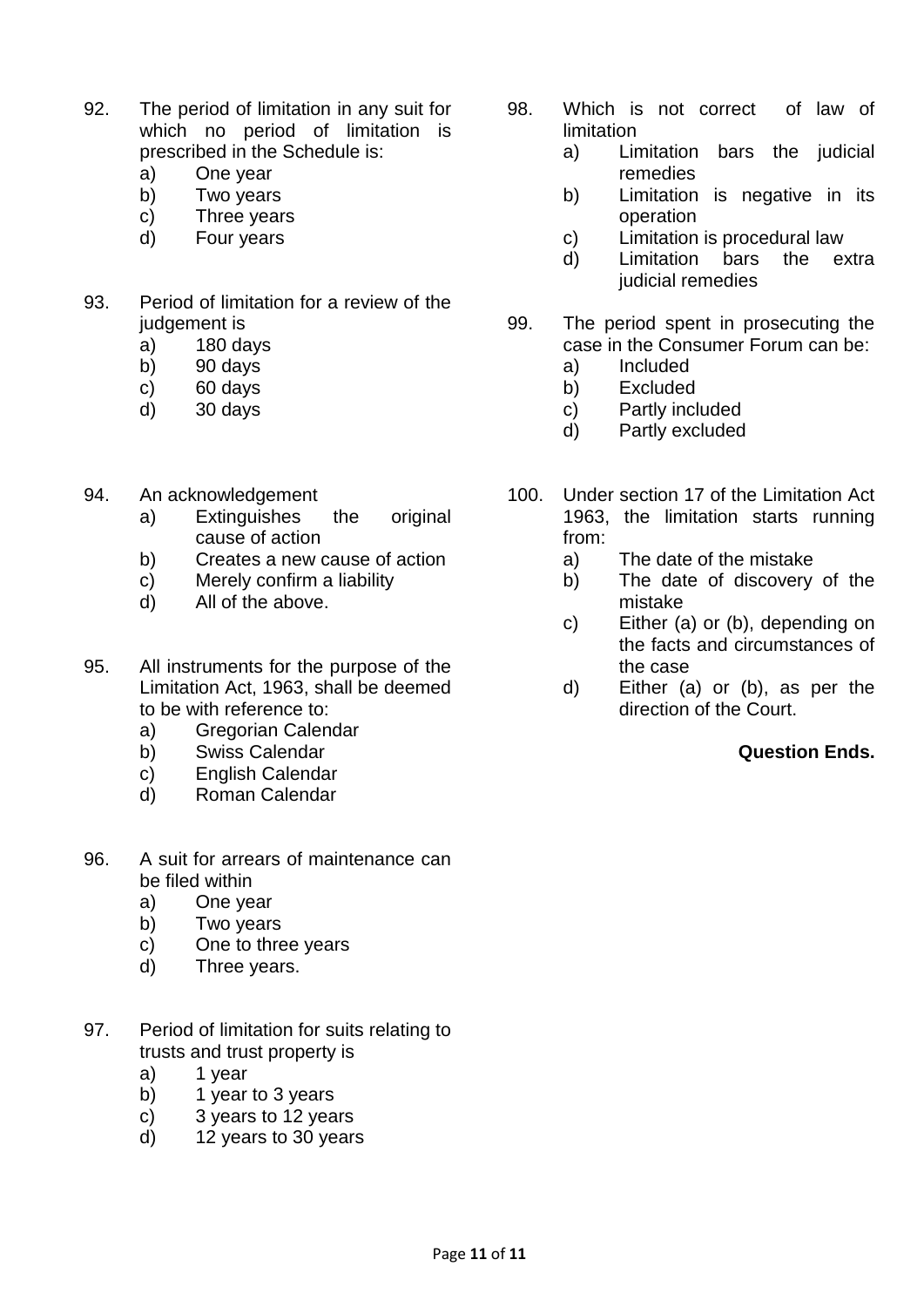92. The period of limitation in any suit for which no period of limitation is prescribed in the Schedule is:
    a) One year
    b) Two years
    c) Three years
    d) Four years

93. Period of limitation for a review of the judgement is
    a) 180 days
    b) 90 days
    c) 60 days
    d) 30 days

94. An acknowledgement
    a) Extinguishes the original cause of action
    b) Creates a new cause of action
    c) Merely confirm a liability
    d) All of the above.

95. All instruments for the purpose of the Limitation Act, 1963, shall be deemed to be with reference to:
    a) Gregorian Calendar
    b) Swiss Calendar
    c) English Calendar
    d) Roman Calendar

96. A suit for arrears of maintenance can be filed within
    a) One year
    b) Two years
    c) One to three years
    d) Three years.

97. Period of limitation for suits relating to trusts and trust property is
    a) 1 year
    b) 1 year to 3 years
    c) 3 years to 12 years
    d) 12 years to 30 years

98. Which is not correct of law of limitation
    a) Limitation bars the judicial remedies
    b) Limitation is negative in its operation
    c) Limitation is procedural law
    d) Limitation bars the extra judicial remedies

99. The period spent in prosecuting the case in the Consumer Forum can be:
    a) Included
    b) Excluded
    c) Partly included
    d) Partly excluded

100. Under section 17 of the Limitation Act 1963, the limitation starts running from:
    a) The date of the mistake
    b) The date of discovery of the mistake
    c) Either (a) or (b), depending on the facts and circumstances of the case
    d) Either (a) or (b), as per the direction of the Court.

**Question Ends.**